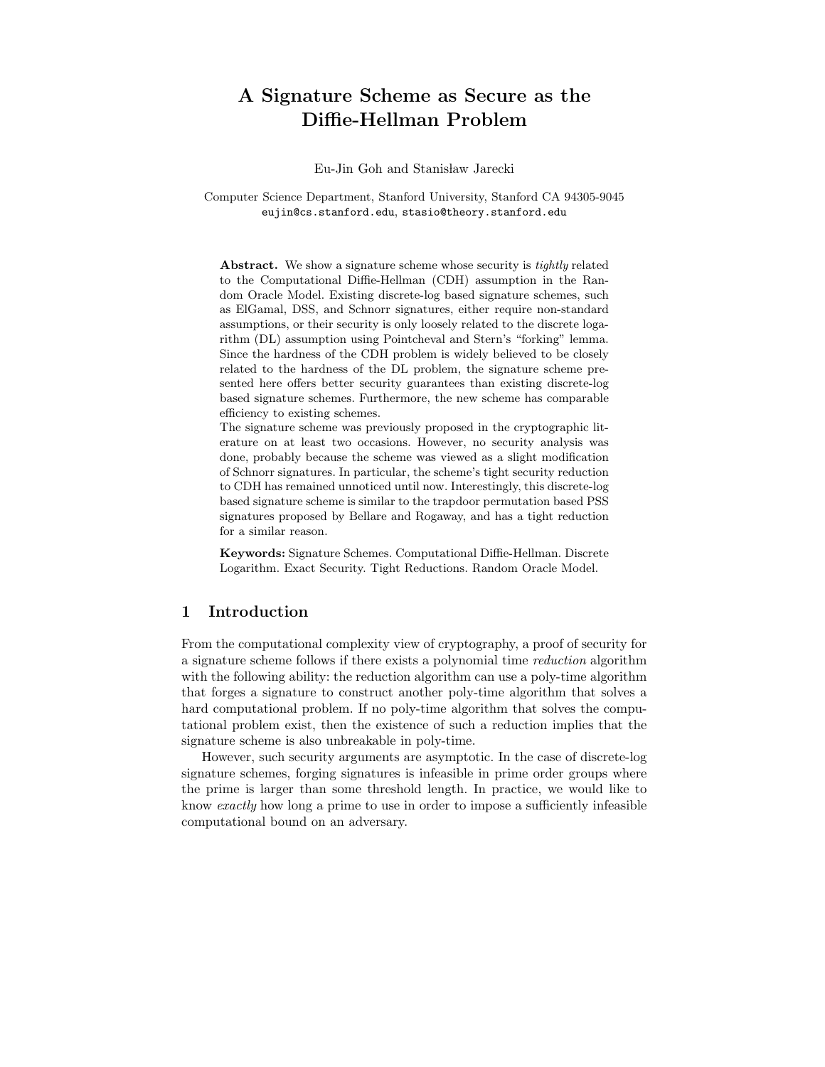# A Signature Scheme as Secure as the Diffie-Hellman Problem

Eu-Jin Goh and Stanisław Jarecki

Computer Science Department, Stanford University, Stanford CA 94305-9045
eujin@cs.stanford.edu, stasio@theory.stanford.edu

**Abstract.** We show a signature scheme whose security is *tightly* related to the Computational Diffie-Hellman (CDH) assumption in the Random Oracle Model. Existing discrete-log based signature schemes, such as ElGamal, DSS, and Schnorr signatures, either require non-standard assumptions, or their security is only loosely related to the discrete logarithm (DL) assumption using Pointcheval and Stern's "forking" lemma. Since the hardness of the CDH problem is widely believed to be closely related to the hardness of the DL problem, the signature scheme presented here offers better security guarantees than existing discrete-log based signature schemes. Furthermore, the new scheme has comparable efficiency to existing schemes.
The signature scheme was previously proposed in the cryptographic literature on at least two occasions. However, no security analysis was done, probably because the scheme was viewed as a slight modification of Schnorr signatures. In particular, the scheme's tight security reduction to CDH has remained unnoticed until now. Interestingly, this discrete-log based signature scheme is similar to the trapdoor permutation based PSS signatures proposed by Bellare and Rogaway, and has a tight reduction for a similar reason.

**Keywords:** Signature Schemes. Computational Diffie-Hellman. Discrete Logarithm. Exact Security. Tight Reductions. Random Oracle Model.

## 1 Introduction

From the computational complexity view of cryptography, a proof of security for a signature scheme follows if there exists a polynomial time *reduction* algorithm with the following ability: the reduction algorithm can use a poly-time algorithm that forges a signature to construct another poly-time algorithm that solves a hard computational problem. If no poly-time algorithm that solves the computational problem exist, then the existence of such a reduction implies that the signature scheme is also unbreakable in poly-time.

However, such security arguments are asymptotic. In the case of discrete-log signature schemes, forging signatures is infeasible in prime order groups where the prime is larger than some threshold length. In practice, we would like to know *exactly* how long a prime to use in order to impose a sufficiently infeasible computational bound on an adversary.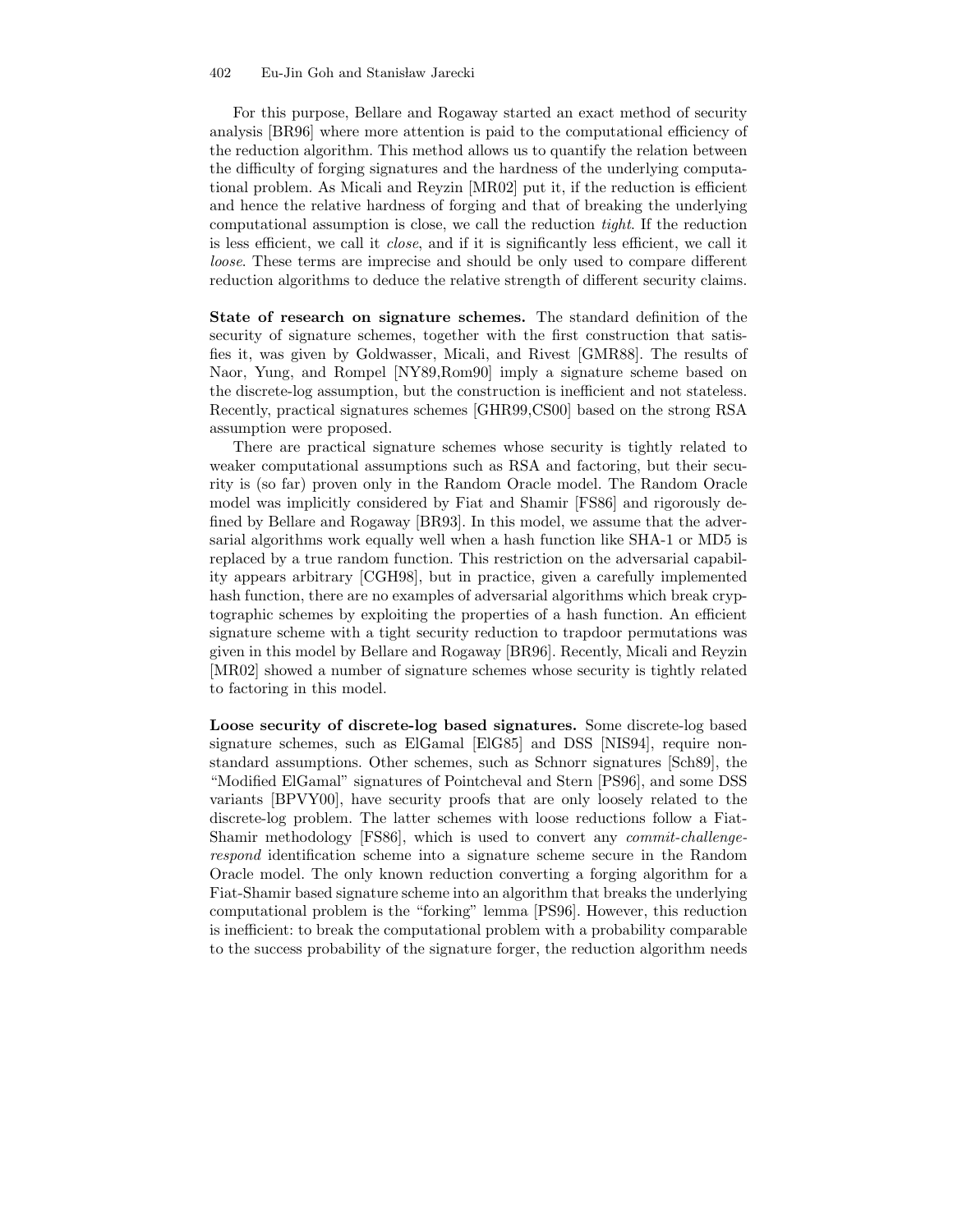For this purpose, Bellare and Rogaway started an exact method of security analysis [BR96] where more attention is paid to the computational efficiency of the reduction algorithm. This method allows us to quantify the relation between the difficulty of forging signatures and the hardness of the underlying computational problem. As Micali and Reyzin [MR02] put it, if the reduction is efficient and hence the relative hardness of forging and that of breaking the underlying computational assumption is close, we call the reduction *tight*. If the reduction is less efficient, we call it *close*, and if it is significantly less efficient, we call it *loose*. These terms are imprecise and should be only used to compare different reduction algorithms to deduce the relative strength of different security claims.

**State of research on signature schemes.** The standard definition of the security of signature schemes, together with the first construction that satisfies it, was given by Goldwasser, Micali, and Rivest [GMR88]. The results of Naor, Yung, and Rompel [NY89,Rom90] imply a signature scheme based on the discrete-log assumption, but the construction is inefficient and not stateless. Recently, practical signatures schemes [GHR99,CS00] based on the strong RSA assumption were proposed.

There are practical signature schemes whose security is tightly related to weaker computational assumptions such as RSA and factoring, but their security is (so far) proven only in the Random Oracle model. The Random Oracle model was implicitly considered by Fiat and Shamir [FS86] and rigorously defined by Bellare and Rogaway [BR93]. In this model, we assume that the adversarial algorithms work equally well when a hash function like SHA-1 or MD5 is replaced by a true random function. This restriction on the adversarial capability appears arbitrary [CGH98], but in practice, given a carefully implemented hash function, there are no examples of adversarial algorithms which break cryptographic schemes by exploiting the properties of a hash function. An efficient signature scheme with a tight security reduction to trapdoor permutations was given in this model by Bellare and Rogaway [BR96]. Recently, Micali and Reyzin [MR02] showed a number of signature schemes whose security is tightly related to factoring in this model.

**Loose security of discrete-log based signatures.** Some discrete-log based signature schemes, such as ElGamal [ElG85] and DSS [NIS94], require non-standard assumptions. Other schemes, such as Schnorr signatures [Sch89], the "Modified ElGamal" signatures of Pointcheval and Stern [PS96], and some DSS variants [BPVY00], have security proofs that are only loosely related to the discrete-log problem. The latter schemes with loose reductions follow a Fiat-Shamir methodology [FS86], which is used to convert any *commit-challenge-respond* identification scheme into a signature scheme secure in the Random Oracle model. The only known reduction converting a forging algorithm for a Fiat-Shamir based signature scheme into an algorithm that breaks the underlying computational problem is the "forking" lemma [PS96]. However, this reduction is inefficient: to break the computational problem with a probability comparable to the success probability of the signature forger, the reduction algorithm needs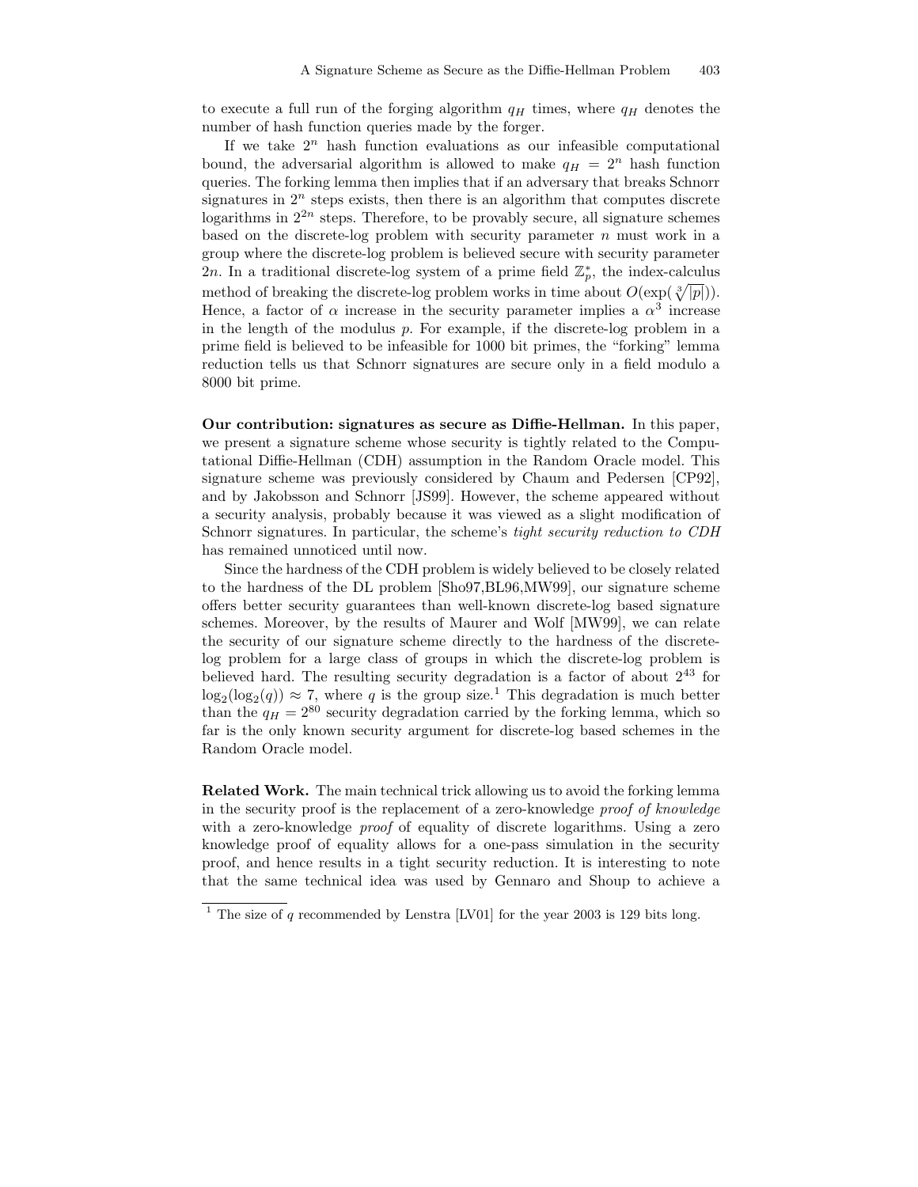to execute a full run of the forging algorithm $q_H$ times, where $q_H$ denotes the number of hash function queries made by the forger.

If we take $2^n$ hash function evaluations as our infeasible computational bound, the adversarial algorithm is allowed to make $q_H = 2^n$ hash function queries. The forking lemma then implies that if an adversary that breaks Schnorr signatures in $2^n$ steps exists, then there is an algorithm that computes discrete logarithms in $2^{2n}$ steps. Therefore, to be provably secure, all signature schemes based on the discrete-log problem with security parameter $n$ must work in a group where the discrete-log problem is believed secure with security parameter $2n$. In a traditional discrete-log system of a prime field $\mathbb{Z}_p^*$, the index-calculus method of breaking the discrete-log problem works in time about $O(\exp(\sqrt[3]{|p|}))$. Hence, a factor of $\alpha$ increase in the security parameter implies a $\alpha^3$ increase in the length of the modulus $p$. For example, if the discrete-log problem in a prime field is believed to be infeasible for 1000 bit primes, the "forking" lemma reduction tells us that Schnorr signatures are secure only in a field modulo a 8000 bit prime.

**Our contribution: signatures as secure as Diffie-Hellman.** In this paper, we present a signature scheme whose security is tightly related to the Computational Diffie-Hellman (CDH) assumption in the Random Oracle model. This signature scheme was previously considered by Chaum and Pedersen [CP92], and by Jakobsson and Schnorr [JS99]. However, the scheme appeared without a security analysis, probably because it was viewed as a slight modification of Schnorr signatures. In particular, the scheme's *tight security reduction to CDH* has remained unnoticed until now.

Since the hardness of the CDH problem is widely believed to be closely related to the hardness of the DL problem [Sho97,BL96,MW99], our signature scheme offers better security guarantees than well-known discrete-log based signature schemes. Moreover, by the results of Maurer and Wolf [MW99], we can relate the security of our signature scheme directly to the hardness of the discrete-log problem for a large class of groups in which the discrete-log problem is believed hard. The resulting security degradation is a factor of about $2^{43}$ for $\log_2(\log_2(q)) \approx 7$, where $q$ is the group size.[1] This degradation is much better than the $q_H = 2^{80}$ security degradation carried by the forking lemma, which so far is the only known security argument for discrete-log based schemes in the Random Oracle model.

**Related Work.** The main technical trick allowing us to avoid the forking lemma in the security proof is the replacement of a zero-knowledge *proof of knowledge* with a zero-knowledge *proof* of equality of discrete logarithms. Using a zero knowledge proof of equality allows for a one-pass simulation in the security proof, and hence results in a tight security reduction. It is interesting to note that the same technical idea was used by Gennaro and Shoup to achieve a

[1] The size of $q$ recommended by Lenstra [LV01] for the year 2003 is 129 bits long.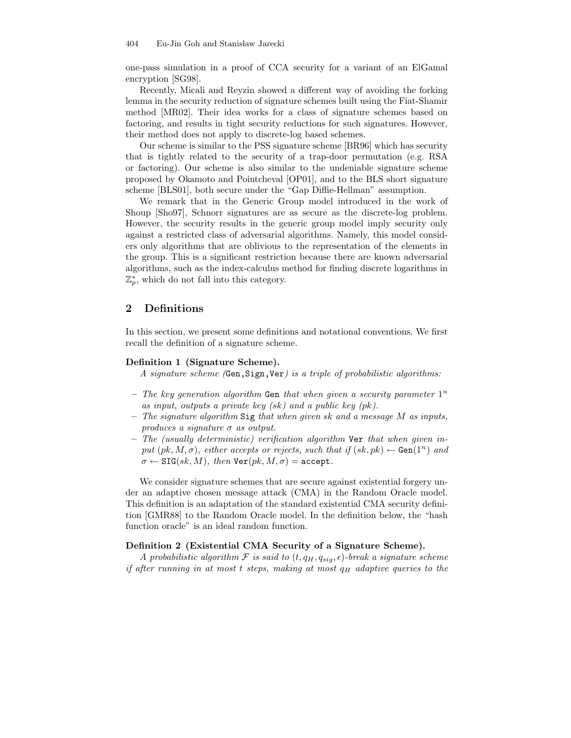one-pass simulation in a proof of CCA security for a variant of an ElGamal encryption [SG98].

Recently, Micali and Reyzin showed a different way of avoiding the forking lemma in the security reduction of signature schemes built using the Fiat-Shamir method [MR02]. Their idea works for a class of signature schemes based on factoring, and results in tight security reductions for such signatures. However, their method does not apply to discrete-log based schemes.

Our scheme is similar to the PSS signature scheme [BR96] which has security that is tightly related to the security of a trap-door permutation (e.g. RSA or factoring). Our scheme is also similar to the undeniable signature scheme proposed by Okamoto and Pointcheval [OP01], and to the BLS short signature scheme [BLS01], both secure under the "Gap Diffie-Hellman" assumption.

We remark that in the Generic Group model introduced in the work of Shoup [Sho97], Schnorr signatures are as secure as the discrete-log problem. However, the security results in the generic group model imply security only against a restricted class of adversarial algorithms. Namely, this model considers only algorithms that are oblivious to the representation of the elements in the group. This is a significant restriction because there are known adversarial algorithms, such as the index-calculus method for finding discrete logarithms in $\mathbb{Z}_p^*$, which do not fall into this category.

## 2 Definitions

In this section, we present some definitions and notational conventions. We first recall the definition of a signature scheme.

**Definition 1 (Signature Scheme).**
*A signature scheme (*`Gen`,`Sign`,`Ver`*) is a triple of probabilistic algorithms:*

- *The key generation algorithm* `Gen` *that when given a security parameter* $1^n$ *as input, outputs a private key (sk) and a public key (pk).*
- *The signature algorithm* `Sig` *that when given sk and a message M as inputs, produces a signature* $\sigma$ *as output.*
- *The (usually deterministic) verification algorithm* `Ver` *that when given input* $(pk, M, \sigma)$*, either accepts or rejects, such that if* $(sk, pk) \leftarrow \texttt{Gen}(1^n)$ *and* $\sigma \leftarrow \texttt{SIG}(sk, M)$*, then* $\texttt{Ver}(pk, M, \sigma) = \texttt{accept}$*.*

We consider signature schemes that are secure against existential forgery under an adaptive chosen message attack (CMA) in the Random Oracle model. This definition is an adaptation of the standard existential CMA security definition [GMR88] to the Random Oracle model. In the definition below, the "hash function oracle" is an ideal random function.

**Definition 2 (Existential CMA Security of a Signature Scheme).**
*A probabilistic algorithm* $\mathcal{F}$ *is said to* $(t, q_H, q_{sig}, \epsilon)$*-break a signature scheme if after running in at most t steps, making at most* $q_H$ *adaptive queries to the*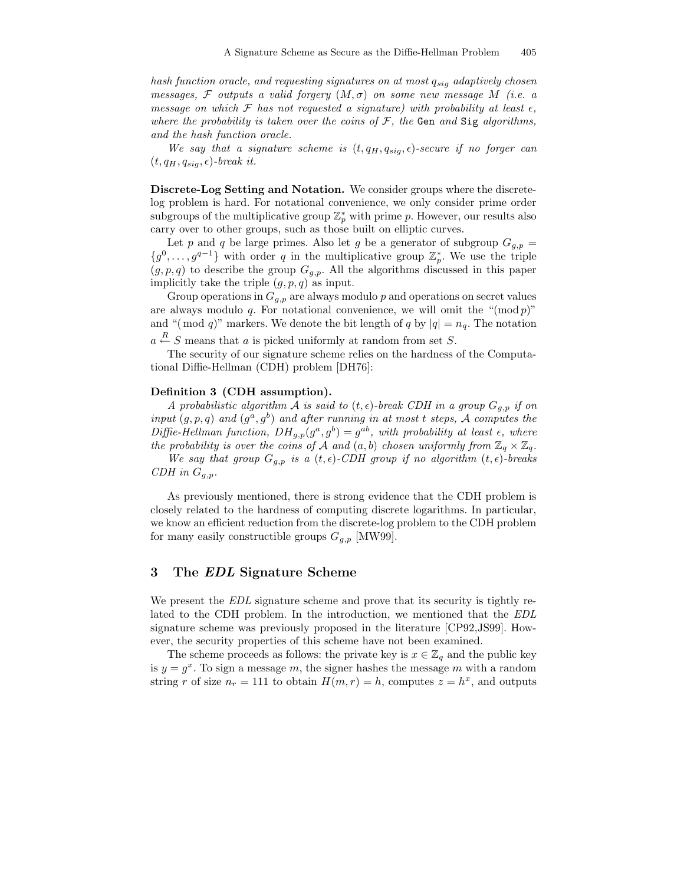*hash function oracle, and requesting signatures on at most $q_{sig}$ adaptively chosen messages, $\mathcal{F}$ outputs a valid forgery $(M, \sigma)$ on some new message $M$ (i.e. a message on which $\mathcal{F}$ has not requested a signature) with probability at least $\epsilon$, where the probability is taken over the coins of $\mathcal{F}$, the* `Gen` *and* `Sig` *algorithms, and the hash function oracle.*

*We say that a signature scheme is $(t, q_H, q_{sig}, \epsilon)$-secure if no forger can $(t, q_H, q_{sig}, \epsilon)$-break it.*

**Discrete-Log Setting and Notation.** We consider groups where the discrete-log problem is hard. For notational convenience, we only consider prime order subgroups of the multiplicative group $\mathbb{Z}_p^*$ with prime $p$. However, our results also carry over to other groups, such as those built on elliptic curves.

Let $p$ and $q$ be large primes. Also let $g$ be a generator of subgroup $G_{g,p} = \{g^0, \ldots, g^{q-1}\}$ with order $q$ in the multiplicative group $\mathbb{Z}_p^*$. We use the triple $(g, p, q)$ to describe the group $G_{g,p}$. All the algorithms discussed in this paper implicitly take the triple $(g, p, q)$ as input.

Group operations in $G_{g,p}$ are always modulo $p$ and operations on secret values are always modulo $q$. For notational convenience, we will omit the "$(\bmod\, p)$" and "$(\bmod\, q)$" markers. We denote the bit length of $q$ by $|q| = n_q$. The notation $a \overset{R}{\leftarrow} S$ means that $a$ is picked uniformly at random from set $S$.

The security of our signature scheme relies on the hardness of the Computational Diffie-Hellman (CDH) problem [DH76]:

**Definition 3 (CDH assumption).**
*A probabilistic algorithm $\mathcal{A}$ is said to $(t, \epsilon)$-break CDH in a group $G_{g,p}$ if on input $(g, p, q)$ and $(g^a, g^b)$ and after running in at most $t$ steps, $\mathcal{A}$ computes the Diffie-Hellman function, $DH_{g,p}(g^a, g^b) = g^{ab}$, with probability at least $\epsilon$, where the probability is over the coins of $\mathcal{A}$ and $(a, b)$ chosen uniformly from $\mathbb{Z}_q \times \mathbb{Z}_q$.*
*We say that group $G_{g,p}$ is a $(t, \epsilon)$-CDH group if no algorithm $(t, \epsilon)$-breaks CDH in $G_{g,p}$.*

As previously mentioned, there is strong evidence that the CDH problem is closely related to the hardness of computing discrete logarithms. In particular, we know an efficient reduction from the discrete-log problem to the CDH problem for many easily constructible groups $G_{g,p}$ [MW99].

## 3 The *EDL* Signature Scheme

We present the *EDL* signature scheme and prove that its security is tightly related to the CDH problem. In the introduction, we mentioned that the *EDL* signature scheme was previously proposed in the literature [CP92,JS99]. However, the security properties of this scheme have not been examined.

The scheme proceeds as follows: the private key is $x \in \mathbb{Z}_q$ and the public key is $y = g^x$. To sign a message $m$, the signer hashes the message $m$ with a random string $r$ of size $n_r = 111$ to obtain $H(m, r) = h$, computes $z = h^x$, and outputs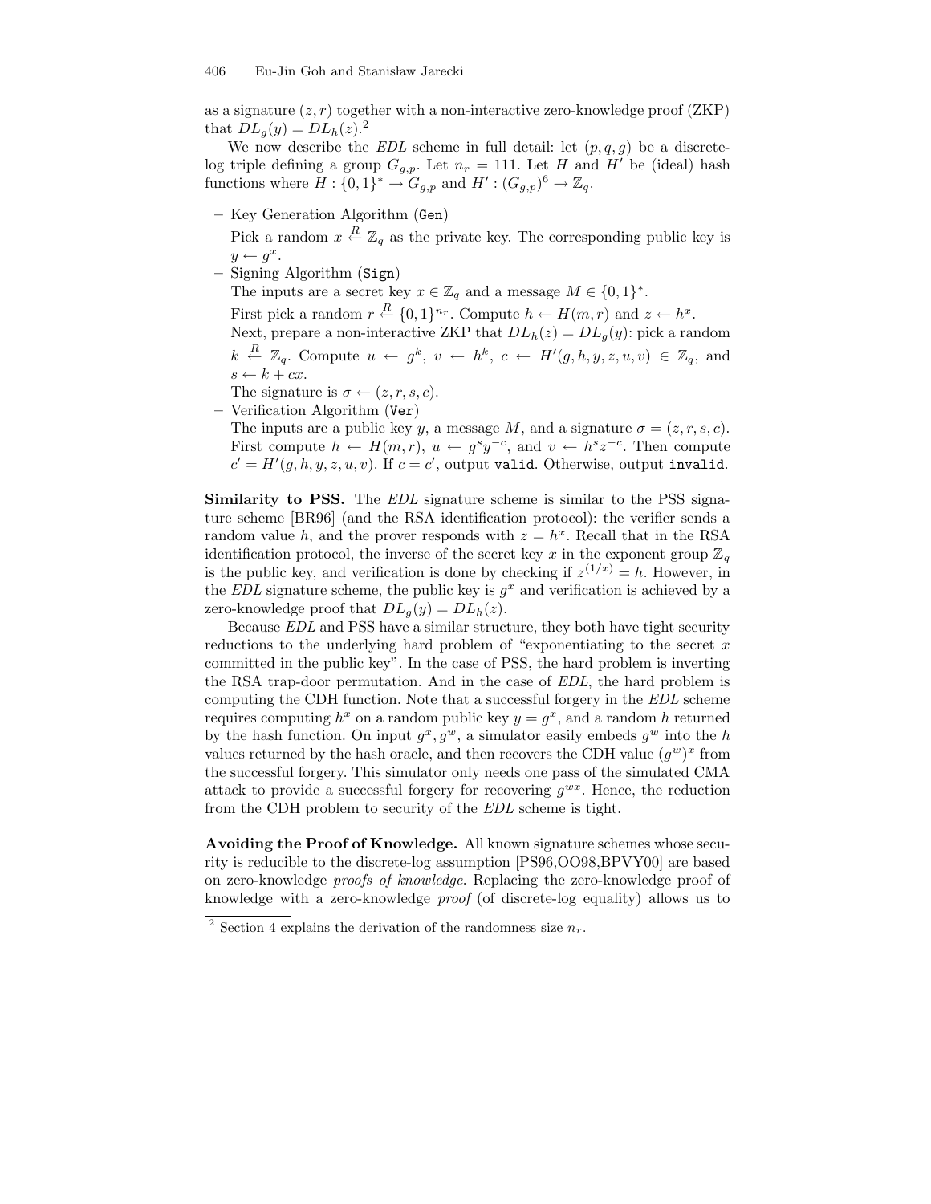as a signature $(z, r)$ together with a non-interactive zero-knowledge proof (ZKP) that $DL_g(y) = DL_h(z)$.[2]

We now describe the *EDL* scheme in full detail: let $(p, q, g)$ be a discrete-log triple defining a group $G_{g,p}$. Let $n_r = 111$. Let $H$ and $H'$ be (ideal) hash functions where $H : \{0,1\}^* \to G_{g,p}$ and $H' : (G_{g,p})^6 \to \mathbb{Z}_q$.

- Key Generation Algorithm (`Gen`)

  Pick a random $x \xleftarrow{R} \mathbb{Z}_q$ as the private key. The corresponding public key is $y \leftarrow g^x$.
- Signing Algorithm (`Sign`)

  The inputs are a secret key $x \in \mathbb{Z}_q$ and a message $M \in \{0,1\}^*$.

  First pick a random $r \xleftarrow{R} \{0,1\}^{n_r}$. Compute $h \leftarrow H(m, r)$ and $z \leftarrow h^x$.

  Next, prepare a non-interactive ZKP that $DL_h(z) = DL_g(y)$: pick a random $k \xleftarrow{R} \mathbb{Z}_q$. Compute $u \leftarrow g^k$, $v \leftarrow h^k$, $c \leftarrow H'(g, h, y, z, u, v) \in \mathbb{Z}_q$, and $s \leftarrow k + cx$.

  The signature is $\sigma \leftarrow (z, r, s, c)$.
- Verification Algorithm (`Ver`)

  The inputs are a public key $y$, a message $M$, and a signature $\sigma = (z, r, s, c)$. First compute $h \leftarrow H(m, r)$, $u \leftarrow g^s y^{-c}$, and $v \leftarrow h^s z^{-c}$. Then compute $c' = H'(g, h, y, z, u, v)$. If $c = c'$, output `valid`. Otherwise, output `invalid`.

**Similarity to PSS.** The *EDL* signature scheme is similar to the PSS signature scheme [BR96] (and the RSA identification protocol): the verifier sends a random value $h$, and the prover responds with $z = h^x$. Recall that in the RSA identification protocol, the inverse of the secret key $x$ in the exponent group $\mathbb{Z}_q$ is the public key, and verification is done by checking if $z^{(1/x)} = h$. However, in the *EDL* signature scheme, the public key is $g^x$ and verification is achieved by a zero-knowledge proof that $DL_g(y) = DL_h(z)$.

Because *EDL* and PSS have a similar structure, they both have tight security reductions to the underlying hard problem of "exponentiating to the secret $x$ committed in the public key". In the case of PSS, the hard problem is inverting the RSA trap-door permutation. And in the case of *EDL*, the hard problem is computing the CDH function. Note that a successful forgery in the *EDL* scheme requires computing $h^x$ on a random public key $y = g^x$, and a random $h$ returned by the hash function. On input $g^x, g^w$, a simulator easily embeds $g^w$ into the $h$ values returned by the hash oracle, and then recovers the CDH value $(g^w)^x$ from the successful forgery. This simulator only needs one pass of the simulated CMA attack to provide a successful forgery for recovering $g^{wx}$. Hence, the reduction from the CDH problem to security of the *EDL* scheme is tight.

**Avoiding the Proof of Knowledge.** All known signature schemes whose security is reducible to the discrete-log assumption [PS96,OO98,BPVY00] are based on zero-knowledge *proofs of knowledge*. Replacing the zero-knowledge proof of knowledge with a zero-knowledge *proof* (of discrete-log equality) allows us to

[2] Section 4 explains the derivation of the randomness size $n_r$.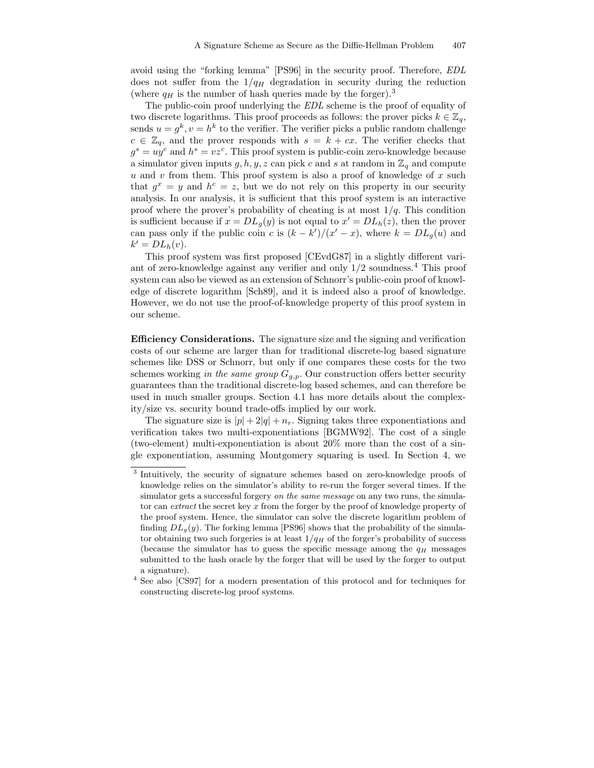avoid using the "forking lemma" [PS96] in the security proof. Therefore, *EDL* does not suffer from the $1/q_H$ degradation in security during the reduction (where $q_H$ is the number of hash queries made by the forger).[3]

The public-coin proof underlying the *EDL* scheme is the proof of equality of two discrete logarithms. This proof proceeds as follows: the prover picks $k \in \mathbb{Z}_q$, sends $u = g^k, v = h^k$ to the verifier. The verifier picks a public random challenge $c \in \mathbb{Z}_q$, and the prover responds with $s = k + cx$. The verifier checks that $g^s = uy^c$ and $h^s = vz^c$. This proof system is public-coin zero-knowledge because a simulator given inputs $g, h, y, z$ can pick $c$ and $s$ at random in $\mathbb{Z}_q$ and compute $u$ and $v$ from them. This proof system is also a proof of knowledge of $x$ such that $g^x = y$ and $h^c = z$, but we do not rely on this property in our security analysis. In our analysis, it is sufficient that this proof system is an interactive proof where the prover's probability of cheating is at most $1/q$. This condition is sufficient because if $x = DL_g(y)$ is not equal to $x' = DL_h(z)$, then the prover can pass only if the public coin $c$ is $(k - k')/(x' - x)$, where $k = DL_g(u)$ and $k' = DL_h(v)$.

This proof system was first proposed [CEvdG87] in a slightly different variant of zero-knowledge against any verifier and only $1/2$ soundness.[4] This proof system can also be viewed as an extension of Schnorr's public-coin proof of knowledge of discrete logarithm [Sch89], and it is indeed also a proof of knowledge. However, we do not use the proof-of-knowledge property of this proof system in our scheme.

**Efficiency Considerations.** The signature size and the signing and verification costs of our scheme are larger than for traditional discrete-log based signature schemes like DSS or Schnorr, but only if one compares these costs for the two schemes working *in the same group* $G_{g,p}$. Our construction offers better security guarantees than the traditional discrete-log based schemes, and can therefore be used in much smaller groups. Section 4.1 has more details about the complexity/size vs. security bound trade-offs implied by our work.

The signature size is $|p| + 2|q| + n_r$. Signing takes three exponentiations and verification takes two multi-exponentiations [BGMW92]. The cost of a single (two-element) multi-exponentiation is about 20% more than the cost of a single exponentiation, assuming Montgomery squaring is used. In Section 4, we

---

[3] Intuitively, the security of signature schemes based on zero-knowledge proofs of knowledge relies on the simulator's ability to re-run the forger several times. If the simulator gets a successful forgery *on the same message* on any two runs, the simulator can *extract* the secret key $x$ from the forger by the proof of knowledge property of the proof system. Hence, the simulator can solve the discrete logarithm problem of finding $DL_g(y)$. The forking lemma [PS96] shows that the probability of the simulator obtaining two such forgeries is at least $1/q_H$ of the forger's probability of success (because the simulator has to guess the specific message among the $q_H$ messages submitted to the hash oracle by the forger that will be used by the forger to output a signature).

[4] See also [CS97] for a modern presentation of this protocol and for techniques for constructing discrete-log proof systems.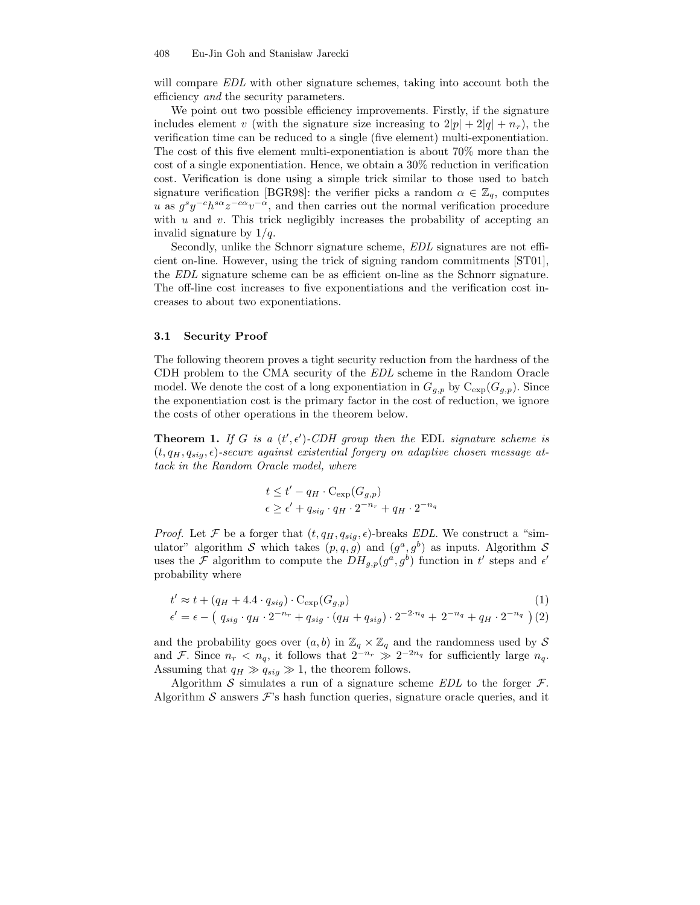will compare *EDL* with other signature schemes, taking into account both the efficiency *and* the security parameters.

We point out two possible efficiency improvements. Firstly, if the signature includes element $v$ (with the signature size increasing to $2|p| + 2|q| + n_r$), the verification time can be reduced to a single (five element) multi-exponentiation. The cost of this five element multi-exponentiation is about 70% more than the cost of a single exponentiation. Hence, we obtain a 30% reduction in verification cost. Verification is done using a simple trick similar to those used to batch signature verification [BGR98]: the verifier picks a random $\alpha \in \mathbb{Z}_q$, computes $u$ as $g^s y^{-c} h^{s\alpha} z^{-c\alpha} v^{-\alpha}$, and then carries out the normal verification procedure with $u$ and $v$. This trick negligibly increases the probability of accepting an invalid signature by $1/q$.

Secondly, unlike the Schnorr signature scheme, *EDL* signatures are not efficient on-line. However, using the trick of signing random commitments [ST01], the *EDL* signature scheme can be as efficient on-line as the Schnorr signature. The off-line cost increases to five exponentiations and the verification cost increases to about two exponentiations.

### 3.1 Security Proof

The following theorem proves a tight security reduction from the hardness of the CDH problem to the CMA security of the *EDL* scheme in the Random Oracle model. We denote the cost of a long exponentiation in $G_{g,p}$ by $\mathrm{C_{exp}}(G_{g,p})$. Since the exponentiation cost is the primary factor in the cost of reduction, we ignore the costs of other operations in the theorem below.

**Theorem 1.** *If $G$ is a $(t', \epsilon')$-CDH group then the* EDL *signature scheme is $(t, q_H, q_{sig}, \epsilon)$-secure against existential forgery on adaptive chosen message attack in the Random Oracle model, where*

$$t \leq t' - q_H \cdot \mathrm{C_{exp}}(G_{g,p})$$
$$\epsilon \geq \epsilon' + q_{sig} \cdot q_H \cdot 2^{-n_r} + q_H \cdot 2^{-n_q}$$

*Proof.* Let $\mathcal{F}$ be a forger that $(t, q_H, q_{sig}, \epsilon)$-breaks *EDL*. We construct a "simulator" algorithm $\mathcal{S}$ which takes $(p, q, g)$ and $(g^a, g^b)$ as inputs. Algorithm $\mathcal{S}$ uses the $\mathcal{F}$ algorithm to compute the $DH_{g,p}(g^a, g^b)$ function in $t'$ steps and $\epsilon'$ probability where

$$t' \approx t + (q_H + 4.4 \cdot q_{sig}) \cdot \mathrm{C_{exp}}(G_{g,p}) \tag{1}$$
$$\epsilon' = \epsilon - \left(\, q_{sig} \cdot q_H \cdot 2^{-n_r} + q_{sig} \cdot (q_H + q_{sig}) \cdot 2^{-2 \cdot n_q} + 2^{-n_q} + q_H \cdot 2^{-n_q} \,\right) \tag{2}$$

and the probability goes over $(a, b)$ in $\mathbb{Z}_q \times \mathbb{Z}_q$ and the randomness used by $\mathcal{S}$ and $\mathcal{F}$. Since $n_r < n_q$, it follows that $2^{-n_r} \gg 2^{-2n_q}$ for sufficiently large $n_q$. Assuming that $q_H \gg q_{sig} \gg 1$, the theorem follows.

Algorithm $\mathcal{S}$ simulates a run of a signature scheme *EDL* to the forger $\mathcal{F}$. Algorithm $\mathcal{S}$ answers $\mathcal{F}$'s hash function queries, signature oracle queries, and it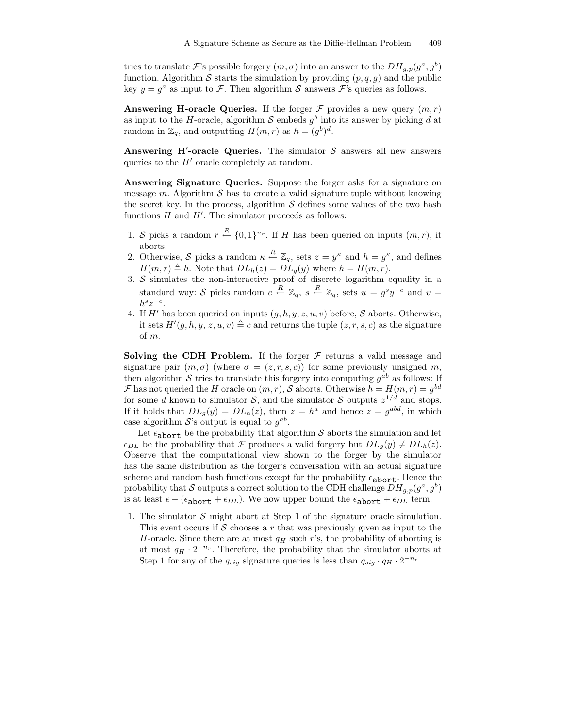tries to translate $\mathcal{F}$'s possible forgery $(m, \sigma)$ into an answer to the $DH_{g,p}(g^a, g^b)$ function. Algorithm $\mathcal{S}$ starts the simulation by providing $(p, q, g)$ and the public key $y = g^a$ as input to $\mathcal{F}$. Then algorithm $\mathcal{S}$ answers $\mathcal{F}$'s queries as follows.

**Answering H-oracle Queries.** If the forger $\mathcal{F}$ provides a new query $(m, r)$ as input to the $H$-oracle, algorithm $\mathcal{S}$ embeds $g^b$ into its answer by picking $d$ at random in $\mathbb{Z}_q$, and outputting $H(m, r)$ as $h = (g^b)^d$.

**Answering H′-oracle Queries.** The simulator $\mathcal{S}$ answers all new answers queries to the $H'$ oracle completely at random.

**Answering Signature Queries.** Suppose the forger asks for a signature on message $m$. Algorithm $\mathcal{S}$ has to create a valid signature tuple without knowing the secret key. In the process, algorithm $\mathcal{S}$ defines some values of the two hash functions $H$ and $H'$. The simulator proceeds as follows:

1. $\mathcal{S}$ picks a random $r \xleftarrow{R} \{0,1\}^{n_r}$. If $H$ has been queried on inputs $(m, r)$, it aborts.
2. Otherwise, $\mathcal{S}$ picks a random $\kappa \xleftarrow{R} \mathbb{Z}_q$, sets $z = y^\kappa$ and $h = g^\kappa$, and defines $H(m, r) \triangleq h$. Note that $DL_h(z) = DL_g(y)$ where $h = H(m, r)$.
3. $\mathcal{S}$ simulates the non-interactive proof of discrete logarithm equality in a standard way: $\mathcal{S}$ picks random $c \xleftarrow{R} \mathbb{Z}_q$, $s \xleftarrow{R} \mathbb{Z}_q$, sets $u = g^s y^{-c}$ and $v = h^s z^{-c}$.
4. If $H'$ has been queried on inputs $(g, h, y, z, u, v)$ before, $\mathcal{S}$ aborts. Otherwise, it sets $H'(g, h, y, z, u, v) \triangleq c$ and returns the tuple $(z, r, s, c)$ as the signature of $m$.

**Solving the CDH Problem.** If the forger $\mathcal{F}$ returns a valid message and signature pair $(m, \sigma)$ (where $\sigma = (z, r, s, c)$) for some previously unsigned $m$, then algorithm $\mathcal{S}$ tries to translate this forgery into computing $g^{ab}$ as follows: If $\mathcal{F}$ has not queried the $H$ oracle on $(m, r)$, $\mathcal{S}$ aborts. Otherwise $h = H(m, r) = g^{bd}$ for some $d$ known to simulator $\mathcal{S}$, and the simulator $\mathcal{S}$ outputs $z^{1/d}$ and stops. If it holds that $DL_g(y) = DL_h(z)$, then $z = h^a$ and hence $z = g^{abd}$, in which case algorithm $\mathcal{S}$'s output is equal to $g^{ab}$.

Let $\epsilon_{\texttt{abort}}$ be the probability that algorithm $\mathcal{S}$ aborts the simulation and let $\epsilon_{DL}$ be the probability that $\mathcal{F}$ produces a valid forgery but $DL_g(y) \neq DL_h(z)$. Observe that the computational view shown to the forger by the simulator has the same distribution as the forger's conversation with an actual signature scheme and random hash functions except for the probability $\epsilon_{\texttt{abort}}$. Hence the probability that $\mathcal{S}$ outputs a correct solution to the CDH challenge $DH_{g,p}(g^a, g^b)$ is at least $\epsilon - (\epsilon_{\texttt{abort}} + \epsilon_{DL})$. We now upper bound the $\epsilon_{\texttt{abort}} + \epsilon_{DL}$ term.

1. The simulator $\mathcal{S}$ might abort at Step 1 of the signature oracle simulation. This event occurs if $\mathcal{S}$ chooses a $r$ that was previously given as input to the $H$-oracle. Since there are at most $q_H$ such $r$'s, the probability of aborting is at most $q_H \cdot 2^{-n_r}$. Therefore, the probability that the simulator aborts at Step 1 for any of the $q_{sig}$ signature queries is less than $q_{sig} \cdot q_H \cdot 2^{-n_r}$.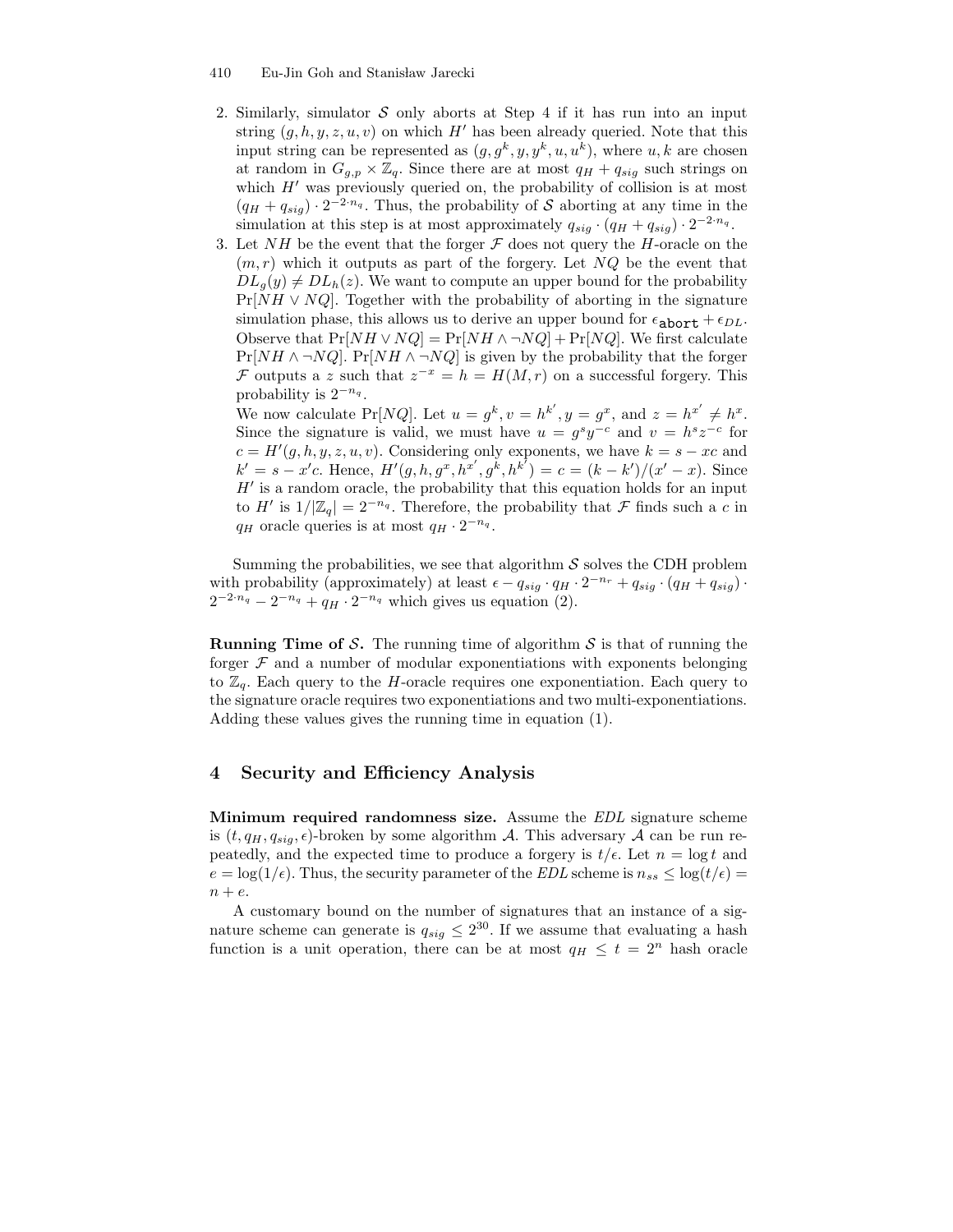2. Similarly, simulator $\mathcal{S}$ only aborts at Step 4 if it has run into an input string $(g, h, y, z, u, v)$ on which $H'$ has been already queried. Note that this input string can be represented as $(g, g^k, y, y^k, u, u^k)$, where $u, k$ are chosen at random in $G_{g,p} \times \mathbb{Z}_q$. Since there are at most $q_H + q_{sig}$ such strings on which $H'$ was previously queried on, the probability of collision is at most $(q_H + q_{sig}) \cdot 2^{-2 \cdot n_q}$. Thus, the probability of $\mathcal{S}$ aborting at any time in the simulation at this step is at most approximately $q_{sig} \cdot (q_H + q_{sig}) \cdot 2^{-2 \cdot n_q}$.
3. Let $NH$ be the event that the forger $\mathcal{F}$ does not query the $H$-oracle on the $(m, r)$ which it outputs as part of the forgery. Let $NQ$ be the event that $DL_g(y) \neq DL_h(z)$. We want to compute an upper bound for the probability $\Pr[NH \vee NQ]$. Together with the probability of aborting in the signature simulation phase, this allows us to derive an upper bound for $\epsilon_{\texttt{abort}} + \epsilon_{DL}$. Observe that $\Pr[NH \vee NQ] = \Pr[NH \wedge \neg NQ] + \Pr[NQ]$. We first calculate $\Pr[NH \wedge \neg NQ]$. $\Pr[NH \wedge \neg NQ]$ is given by the probability that the forger $\mathcal{F}$ outputs a $z$ such that $z^{-x} = h = H(M, r)$ on a successful forgery. This probability is $2^{-n_q}$.
   We now calculate $\Pr[NQ]$. Let $u = g^k, v = h^{k'}, y = g^x$, and $z = h^{x'} \neq h^x$. Since the signature is valid, we must have $u = g^s y^{-c}$ and $v = h^s z^{-c}$ for $c = H'(g, h, y, z, u, v)$. Considering only exponents, we have $k = s - xc$ and $k' = s - x'c$. Hence, $H'(g, h, g^x, h^{x'}, g^k, h^{k'}) = c = (k - k')/(x' - x)$. Since $H'$ is a random oracle, the probability that this equation holds for an input to $H'$ is $1/|\mathbb{Z}_q| = 2^{-n_q}$. Therefore, the probability that $\mathcal{F}$ finds such a $c$ in $q_H$ oracle queries is at most $q_H \cdot 2^{-n_q}$.

Summing the probabilities, we see that algorithm $\mathcal{S}$ solves the CDH problem with probability (approximately) at least $\epsilon - q_{sig} \cdot q_H \cdot 2^{-n_r} + q_{sig} \cdot (q_H + q_{sig}) \cdot 2^{-2 \cdot n_q} - 2^{-n_q} + q_H \cdot 2^{-n_q}$ which gives us equation (2).

**Running Time of $\mathcal{S}$.** The running time of algorithm $\mathcal{S}$ is that of running the forger $\mathcal{F}$ and a number of modular exponentiations with exponents belonging to $\mathbb{Z}_q$. Each query to the $H$-oracle requires one exponentiation. Each query to the signature oracle requires two exponentiations and two multi-exponentiations. Adding these values gives the running time in equation (1).

## 4 Security and Efficiency Analysis

**Minimum required randomness size.** Assume the *EDL* signature scheme is $(t, q_H, q_{sig}, \epsilon)$-broken by some algorithm $\mathcal{A}$. This adversary $\mathcal{A}$ can be run repeatedly, and the expected time to produce a forgery is $t/\epsilon$. Let $n = \log t$ and $e = \log(1/\epsilon)$. Thus, the security parameter of the *EDL* scheme is $n_{ss} \leq \log(t/\epsilon) = n + e$.

A customary bound on the number of signatures that an instance of a signature scheme can generate is $q_{sig} \leq 2^{30}$. If we assume that evaluating a hash function is a unit operation, there can be at most $q_H \leq t = 2^n$ hash oracle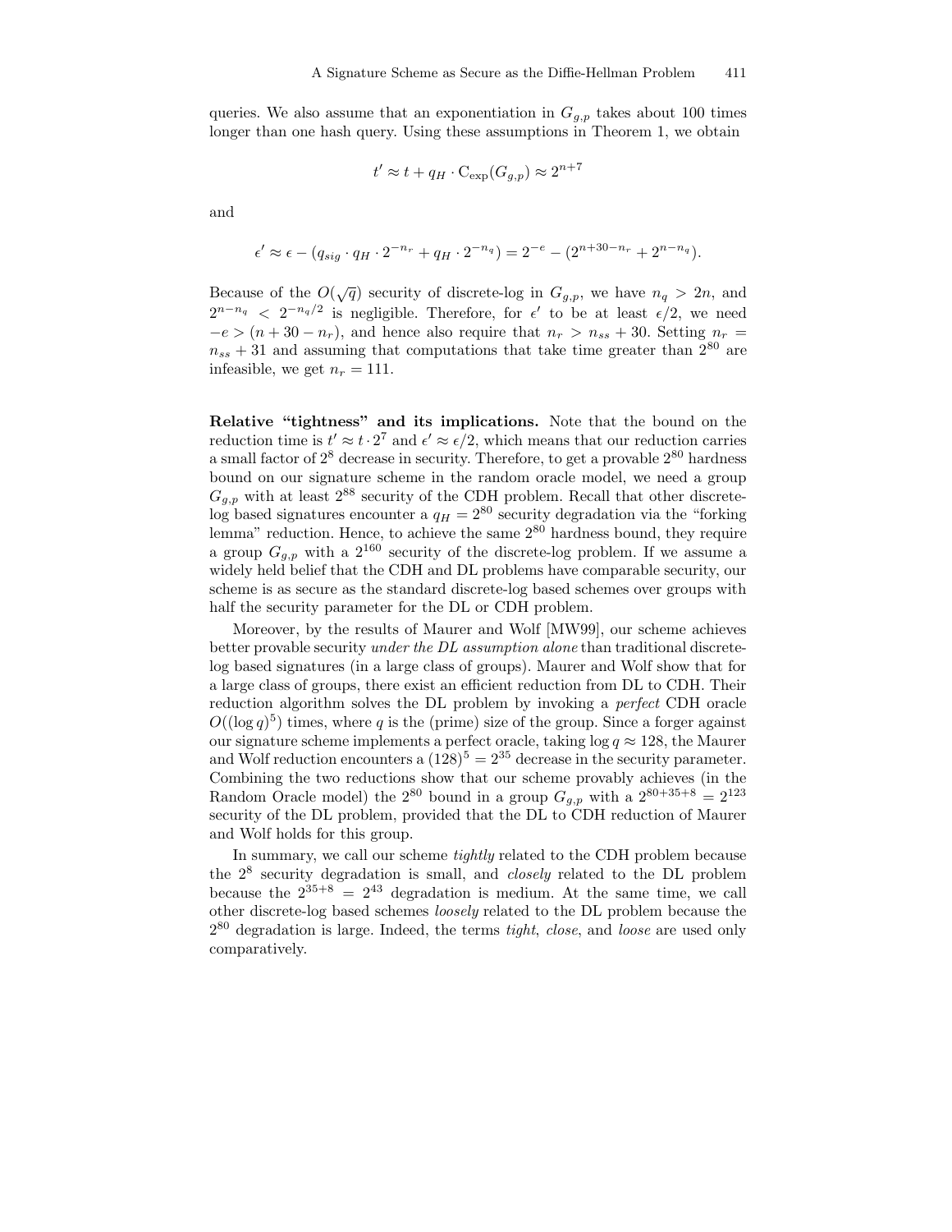queries. We also assume that an exponentiation in $G_{g,p}$ takes about 100 times longer than one hash query. Using these assumptions in Theorem 1, we obtain

$$t' \approx t + q_H \cdot \mathrm{C}_{\exp}(G_{g,p}) \approx 2^{n+7}$$

and

$$\epsilon' \approx \epsilon - (q_{sig} \cdot q_H \cdot 2^{-n_r} + q_H \cdot 2^{-n_q}) = 2^{-e} - (2^{n+30-n_r} + 2^{n-n_q}).$$

Because of the $O(\sqrt{q})$ security of discrete-log in $G_{g,p}$, we have $n_q > 2n$, and $2^{n-n_q} < 2^{-n_q/2}$ is negligible. Therefore, for $\epsilon'$ to be at least $\epsilon/2$, we need $-e > (n + 30 - n_r)$, and hence also require that $n_r > n_{ss} + 30$. Setting $n_r = n_{ss} + 31$ and assuming that computations that take time greater than $2^{80}$ are infeasible, we get $n_r = 111$.

**Relative "tightness" and its implications.** Note that the bound on the reduction time is $t' \approx t \cdot 2^7$ and $\epsilon' \approx \epsilon/2$, which means that our reduction carries a small factor of $2^8$ decrease in security. Therefore, to get a provable $2^{80}$ hardness bound on our signature scheme in the random oracle model, we need a group $G_{g,p}$ with at least $2^{88}$ security of the CDH problem. Recall that other discrete-log based signatures encounter a $q_H = 2^{80}$ security degradation via the "forking lemma" reduction. Hence, to achieve the same $2^{80}$ hardness bound, they require a group $G_{g,p}$ with a $2^{160}$ security of the discrete-log problem. If we assume a widely held belief that the CDH and DL problems have comparable security, our scheme is as secure as the standard discrete-log based schemes over groups with half the security parameter for the DL or CDH problem.

Moreover, by the results of Maurer and Wolf [MW99], our scheme achieves better provable security *under the DL assumption alone* than traditional discrete-log based signatures (in a large class of groups). Maurer and Wolf show that for a large class of groups, there exist an efficient reduction from DL to CDH. Their reduction algorithm solves the DL problem by invoking a *perfect* CDH oracle $O((\log q)^5)$ times, where $q$ is the (prime) size of the group. Since a forger against our signature scheme implements a perfect oracle, taking $\log q \approx 128$, the Maurer and Wolf reduction encounters a $(128)^5 = 2^{35}$ decrease in the security parameter. Combining the two reductions show that our scheme provably achieves (in the Random Oracle model) the $2^{80}$ bound in a group $G_{g,p}$ with a $2^{80+35+8} = 2^{123}$ security of the DL problem, provided that the DL to CDH reduction of Maurer and Wolf holds for this group.

In summary, we call our scheme *tightly* related to the CDH problem because the $2^8$ security degradation is small, and *closely* related to the DL problem because the $2^{35+8} = 2^{43}$ degradation is medium. At the same time, we call other discrete-log based schemes *loosely* related to the DL problem because the $2^{80}$ degradation is large. Indeed, the terms *tight*, *close*, and *loose* are used only comparatively.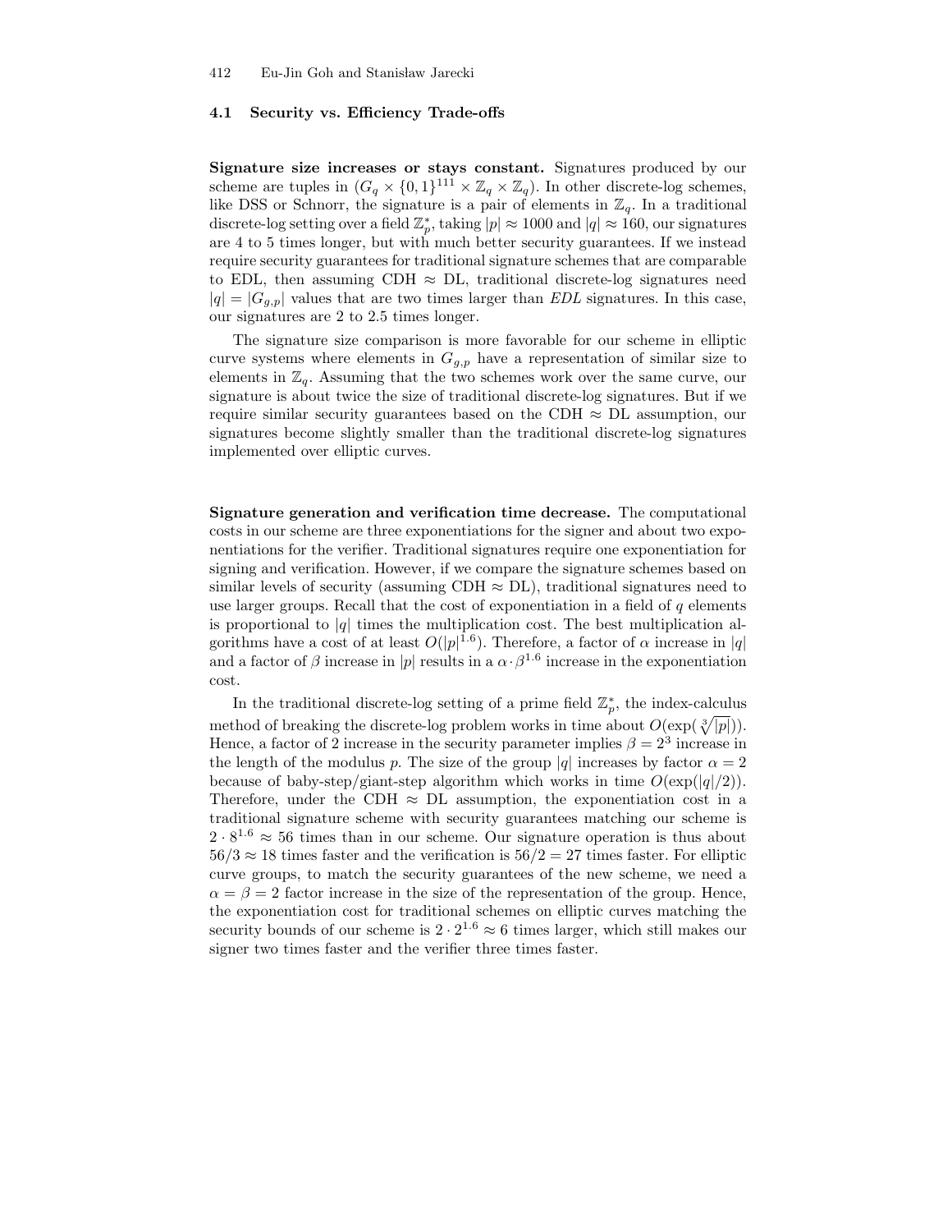### 4.1 Security vs. Efficiency Trade-offs

**Signature size increases or stays constant.** Signatures produced by our scheme are tuples in $(G_q \times \{0,1\}^{111} \times \mathbb{Z}_q \times \mathbb{Z}_q)$. In other discrete-log schemes, like DSS or Schnorr, the signature is a pair of elements in $\mathbb{Z}_q$. In a traditional discrete-log setting over a field $\mathbb{Z}_p^*$, taking $|p| \approx 1000$ and $|q| \approx 160$, our signatures are 4 to 5 times longer, but with much better security guarantees. If we instead require security guarantees for traditional signature schemes that are comparable to EDL, then assuming CDH $\approx$ DL, traditional discrete-log signatures need $|q| = |G_{g,p}|$ values that are two times larger than *EDL* signatures. In this case, our signatures are 2 to 2.5 times longer.

The signature size comparison is more favorable for our scheme in elliptic curve systems where elements in $G_{g,p}$ have a representation of similar size to elements in $\mathbb{Z}_q$. Assuming that the two schemes work over the same curve, our signature is about twice the size of traditional discrete-log signatures. But if we require similar security guarantees based on the CDH $\approx$ DL assumption, our signatures become slightly smaller than the traditional discrete-log signatures implemented over elliptic curves.

**Signature generation and verification time decrease.** The computational costs in our scheme are three exponentiations for the signer and about two exponentiations for the verifier. Traditional signatures require one exponentiation for signing and verification. However, if we compare the signature schemes based on similar levels of security (assuming CDH $\approx$ DL), traditional signatures need to use larger groups. Recall that the cost of exponentiation in a field of $q$ elements is proportional to $|q|$ times the multiplication cost. The best multiplication algorithms have a cost of at least $O(|p|^{1.6})$. Therefore, a factor of $\alpha$ increase in $|q|$ and a factor of $\beta$ increase in $|p|$ results in a $\alpha \cdot \beta^{1.6}$ increase in the exponentiation cost.

In the traditional discrete-log setting of a prime field $\mathbb{Z}_p^*$, the index-calculus method of breaking the discrete-log problem works in time about $O(\exp(\sqrt[3]{|p|}))$. Hence, a factor of 2 increase in the security parameter implies $\beta = 2^3$ increase in the length of the modulus $p$. The size of the group $|q|$ increases by factor $\alpha = 2$ because of baby-step/giant-step algorithm which works in time $O(\exp(|q|/2))$. Therefore, under the CDH $\approx$ DL assumption, the exponentiation cost in a traditional signature scheme with security guarantees matching our scheme is $2 \cdot 8^{1.6} \approx 56$ times than in our scheme. Our signature operation is thus about $56/3 \approx 18$ times faster and the verification is $56/2 = 27$ times faster. For elliptic curve groups, to match the security guarantees of the new scheme, we need a $\alpha = \beta = 2$ factor increase in the size of the representation of the group. Hence, the exponentiation cost for traditional schemes on elliptic curves matching the security bounds of our scheme is $2 \cdot 2^{1.6} \approx 6$ times larger, which still makes our signer two times faster and the verifier three times faster.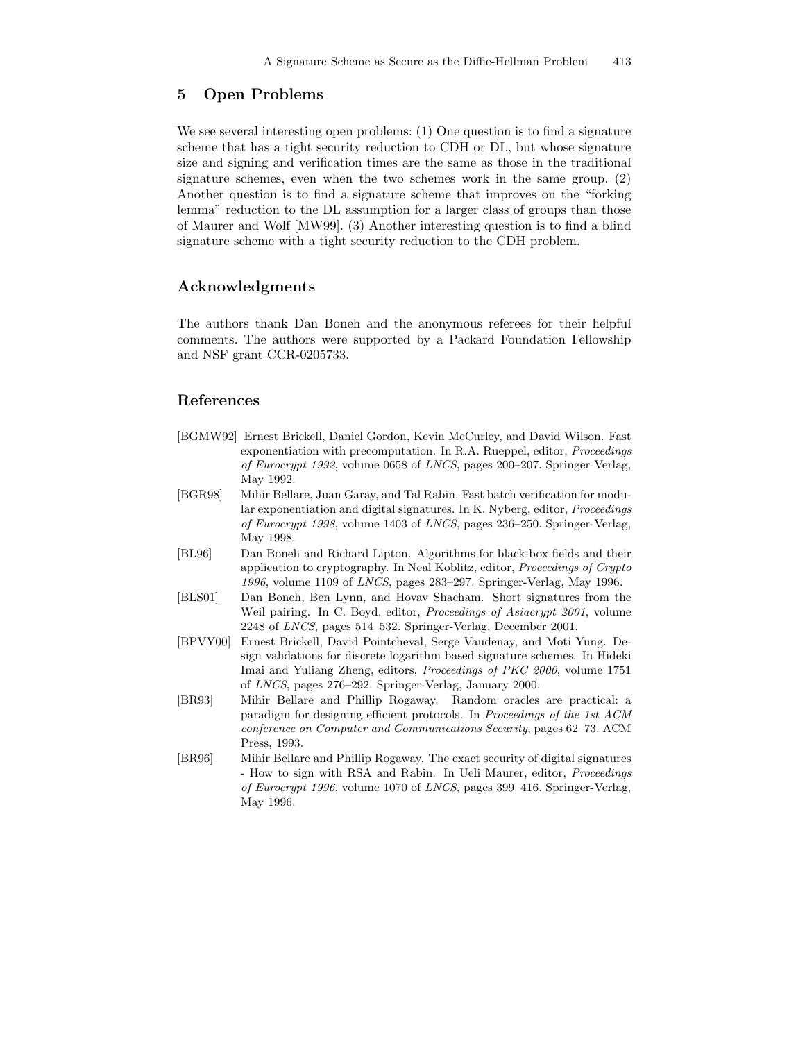## 5 Open Problems

We see several interesting open problems: (1) One question is to find a signature scheme that has a tight security reduction to CDH or DL, but whose signature size and signing and verification times are the same as those in the traditional signature schemes, even when the two schemes work in the same group. (2) Another question is to find a signature scheme that improves on the "forking lemma" reduction to the DL assumption for a larger class of groups than those of Maurer and Wolf [MW99]. (3) Another interesting question is to find a blind signature scheme with a tight security reduction to the CDH problem.

## Acknowledgments

The authors thank Dan Boneh and the anonymous referees for their helpful comments. The authors were supported by a Packard Foundation Fellowship and NSF grant CCR-0205733.

## References

[BGMW92] Ernest Brickell, Daniel Gordon, Kevin McCurley, and David Wilson. Fast exponentiation with precomputation. In R.A. Rueppel, editor, *Proceedings of Eurocrypt 1992*, volume 0658 of *LNCS*, pages 200–207. Springer-Verlag, May 1992.

[BGR98] Mihir Bellare, Juan Garay, and Tal Rabin. Fast batch verification for modular exponentiation and digital signatures. In K. Nyberg, editor, *Proceedings of Eurocrypt 1998*, volume 1403 of *LNCS*, pages 236–250. Springer-Verlag, May 1998.

[BL96] Dan Boneh and Richard Lipton. Algorithms for black-box fields and their application to cryptography. In Neal Koblitz, editor, *Proceedings of Crypto 1996*, volume 1109 of *LNCS*, pages 283–297. Springer-Verlag, May 1996.

[BLS01] Dan Boneh, Ben Lynn, and Hovav Shacham. Short signatures from the Weil pairing. In C. Boyd, editor, *Proceedings of Asiacrypt 2001*, volume 2248 of *LNCS*, pages 514–532. Springer-Verlag, December 2001.

[BPVY00] Ernest Brickell, David Pointcheval, Serge Vaudenay, and Moti Yung. Design validations for discrete logarithm based signature schemes. In Hideki Imai and Yuliang Zheng, editors, *Proceedings of PKC 2000*, volume 1751 of *LNCS*, pages 276–292. Springer-Verlag, January 2000.

[BR93] Mihir Bellare and Phillip Rogaway. Random oracles are practical: a paradigm for designing efficient protocols. In *Proceedings of the 1st ACM conference on Computer and Communications Security*, pages 62–73. ACM Press, 1993.

[BR96] Mihir Bellare and Phillip Rogaway. The exact security of digital signatures - How to sign with RSA and Rabin. In Ueli Maurer, editor, *Proceedings of Eurocrypt 1996*, volume 1070 of *LNCS*, pages 399–416. Springer-Verlag, May 1996.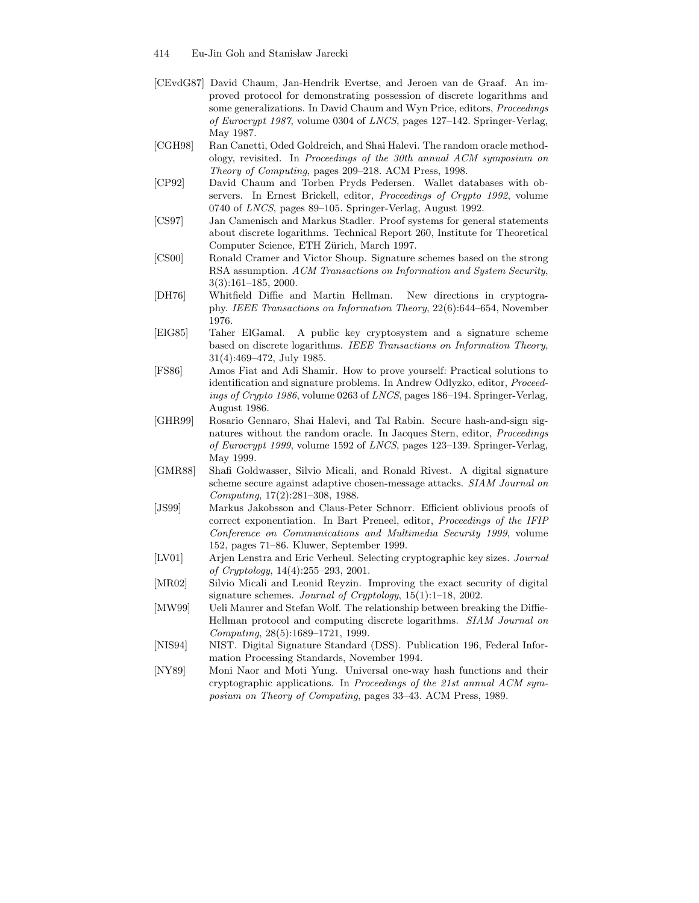[CEvdG87] David Chaum, Jan-Hendrik Evertse, and Jeroen van de Graaf. An improved protocol for demonstrating possession of discrete logarithms and some generalizations. In David Chaum and Wyn Price, editors, *Proceedings of Eurocrypt 1987*, volume 0304 of *LNCS*, pages 127–142. Springer-Verlag, May 1987.

[CGH98] Ran Canetti, Oded Goldreich, and Shai Halevi. The random oracle methodology, revisited. In *Proceedings of the 30th annual ACM symposium on Theory of Computing*, pages 209–218. ACM Press, 1998.

[CP92] David Chaum and Torben Pryds Pedersen. Wallet databases with observers. In Ernest Brickell, editor, *Proceedings of Crypto 1992*, volume 0740 of *LNCS*, pages 89–105. Springer-Verlag, August 1992.

[CS97] Jan Camenisch and Markus Stadler. Proof systems for general statements about discrete logarithms. Technical Report 260, Institute for Theoretical Computer Science, ETH Zürich, March 1997.

[CS00] Ronald Cramer and Victor Shoup. Signature schemes based on the strong RSA assumption. *ACM Transactions on Information and System Security*, 3(3):161–185, 2000.

[DH76] Whitfield Diffie and Martin Hellman. New directions in cryptography. *IEEE Transactions on Information Theory*, 22(6):644–654, November 1976.

[ElG85] Taher ElGamal. A public key cryptosystem and a signature scheme based on discrete logarithms. *IEEE Transactions on Information Theory*, 31(4):469–472, July 1985.

[FS86] Amos Fiat and Adi Shamir. How to prove yourself: Practical solutions to identification and signature problems. In Andrew Odlyzko, editor, *Proceedings of Crypto 1986*, volume 0263 of *LNCS*, pages 186–194. Springer-Verlag, August 1986.

[GHR99] Rosario Gennaro, Shai Halevi, and Tal Rabin. Secure hash-and-sign signatures without the random oracle. In Jacques Stern, editor, *Proceedings of Eurocrypt 1999*, volume 1592 of *LNCS*, pages 123–139. Springer-Verlag, May 1999.

[GMR88] Shafi Goldwasser, Silvio Micali, and Ronald Rivest. A digital signature scheme secure against adaptive chosen-message attacks. *SIAM Journal on Computing*, 17(2):281–308, 1988.

[JS99] Markus Jakobsson and Claus-Peter Schnorr. Efficient oblivious proofs of correct exponentiation. In Bart Preneel, editor, *Proceedings of the IFIP Conference on Communications and Multimedia Security 1999*, volume 152, pages 71–86. Kluwer, September 1999.

[LV01] Arjen Lenstra and Eric Verheul. Selecting cryptographic key sizes. *Journal of Cryptology*, 14(4):255–293, 2001.

[MR02] Silvio Micali and Leonid Reyzin. Improving the exact security of digital signature schemes. *Journal of Cryptology*, 15(1):1–18, 2002.

[MW99] Ueli Maurer and Stefan Wolf. The relationship between breaking the Diffie-Hellman protocol and computing discrete logarithms. *SIAM Journal on Computing*, 28(5):1689–1721, 1999.

[NIS94] NIST. Digital Signature Standard (DSS). Publication 196, Federal Information Processing Standards, November 1994.

[NY89] Moni Naor and Moti Yung. Universal one-way hash functions and their cryptographic applications. In *Proceedings of the 21st annual ACM symposium on Theory of Computing*, pages 33–43. ACM Press, 1989.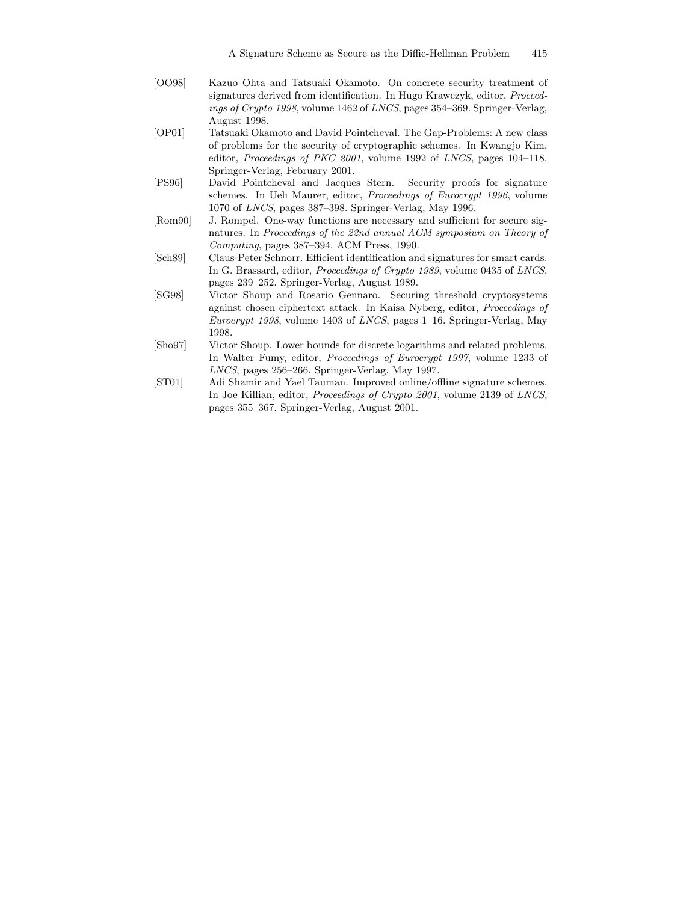[OO98] Kazuo Ohta and Tatsuaki Okamoto. On concrete security treatment of signatures derived from identification. In Hugo Krawczyk, editor, *Proceedings of Crypto 1998*, volume 1462 of *LNCS*, pages 354–369. Springer-Verlag, August 1998.

[OP01] Tatsuaki Okamoto and David Pointcheval. The Gap-Problems: A new class of problems for the security of cryptographic schemes. In Kwangjo Kim, editor, *Proceedings of PKC 2001*, volume 1992 of *LNCS*, pages 104–118. Springer-Verlag, February 2001.

[PS96] David Pointcheval and Jacques Stern. Security proofs for signature schemes. In Ueli Maurer, editor, *Proceedings of Eurocrypt 1996*, volume 1070 of *LNCS*, pages 387–398. Springer-Verlag, May 1996.

[Rom90] J. Rompel. One-way functions are necessary and sufficient for secure signatures. In *Proceedings of the 22nd annual ACM symposium on Theory of Computing*, pages 387–394. ACM Press, 1990.

[Sch89] Claus-Peter Schnorr. Efficient identification and signatures for smart cards. In G. Brassard, editor, *Proceedings of Crypto 1989*, volume 0435 of *LNCS*, pages 239–252. Springer-Verlag, August 1989.

[SG98] Victor Shoup and Rosario Gennaro. Securing threshold cryptosystems against chosen ciphertext attack. In Kaisa Nyberg, editor, *Proceedings of Eurocrypt 1998*, volume 1403 of *LNCS*, pages 1–16. Springer-Verlag, May 1998.

[Sho97] Victor Shoup. Lower bounds for discrete logarithms and related problems. In Walter Fumy, editor, *Proceedings of Eurocrypt 1997*, volume 1233 of *LNCS*, pages 256–266. Springer-Verlag, May 1997.

[ST01] Adi Shamir and Yael Tauman. Improved online/offline signature schemes. In Joe Killian, editor, *Proceedings of Crypto 2001*, volume 2139 of *LNCS*, pages 355–367. Springer-Verlag, August 2001.